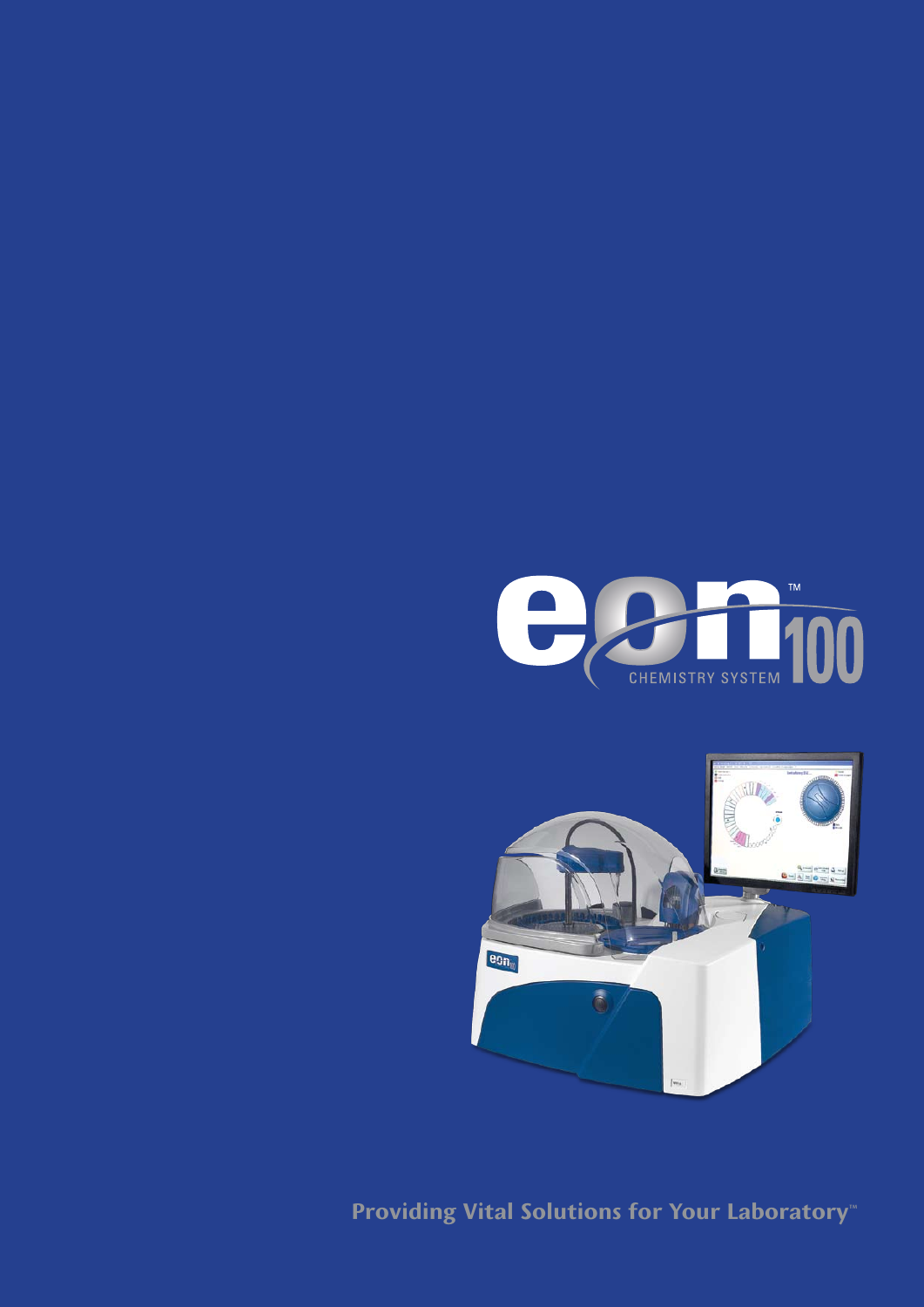# eon™ 100

CHEMISTRY SYSTEM

**Providing Vital Solutions for Your Laboratory™**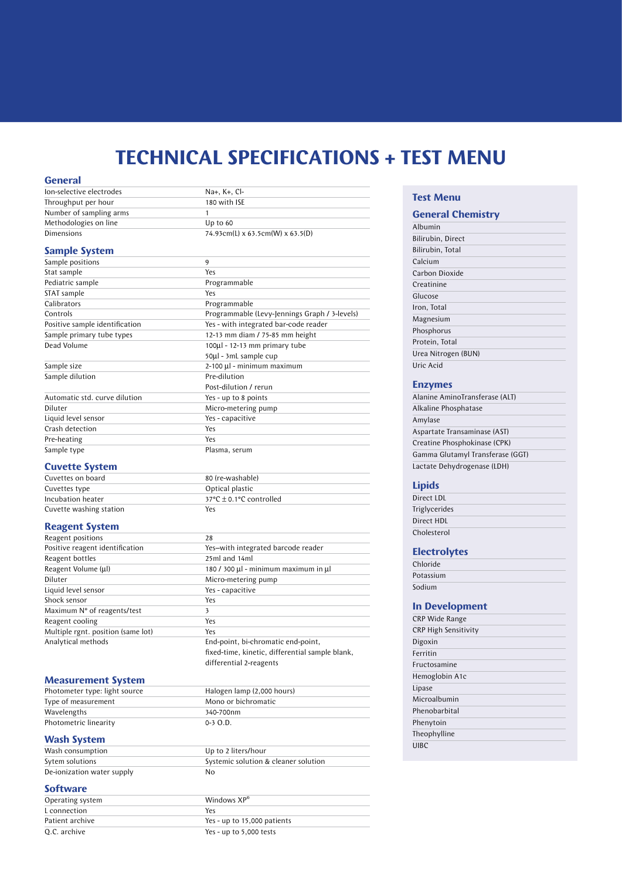# TECHNICAL SPECIFICATIONS + TEST MENU

## General

| | |
|---|---|
| Ion-selective electrodes | Na+, K+, Cl- |
| Throughput per hour | 180 with ISE |
| Number of sampling arms | 1 |
| Methodologies on line | Up to 60 |
| Dimensions | 74.93cm(L) x 63.5cm(W) x 63.5(D) |

## Sample System

| | |
|---|---|
| Sample positions | 9 |
| Stat sample | Yes |
| Pediatric sample | Programmable |
| STAT sample | Yes |
| Calibrators | Programmable |
| Controls | Programmable (Levy-Jennings Graph / 3-levels) |
| Positive sample identification | Yes - with integrated bar-code reader |
| Sample primary tube types | 12-13 mm diam / 75-85 mm height |
| Dead Volume | 100µl - 12-13 mm primary tube<br>50µl - 3mL sample cup |
| Sample size | 2-100 µl - minimum maximum |
| Sample dilution | Pre-dilution<br>Post-dilution / rerun |
| Automatic std. curve dilution | Yes - up to 8 points |
| Diluter | Micro-metering pump |
| Liquid level sensor | Yes - capacitive |
| Crash detection | Yes |
| Pre-heating | Yes |
| Sample type | Plasma, serum |

## Cuvette System

| | |
|---|---|
| Cuvettes on board | 80 (re-washable) |
| Cuvettes type | Optical plastic |
| Incubation heater | 37°C ± 0.1°C controlled |
| Cuvette washing station | Yes |

## Reagent System

| | |
|---|---|
| Reagent positions | 28 |
| Positive reagent identification | Yes–with integrated barcode reader |
| Reagent bottles | 25ml and 14ml |
| Reagent Volume (µl) | 180 / 300 µl - minimum maximum in µl |
| Diluter | Micro-metering pump |
| Liquid level sensor | Yes - capacitive |
| Shock sensor | Yes |
| Maximum N° of reagents/test | 3 |
| Reagent cooling | Yes |
| Multiple rgnt. position (same lot) | Yes |
| Analytical methods | End-point, bi-chromatic end-point, fixed-time, kinetic, differential sample blank, differential 2-reagents |

## Measurement System

| | |
|---|---|
| Photometer type: light source | Halogen lamp (2,000 hours) |
| Type of measurement | Mono or bichromatic |
| Wavelengths | 340-700nm |
| Photometric linearity | 0-3 O.D. |

## Wash System

| | |
|---|---|
| Wash consumption | Up to 2 liters/hour |
| Sytem solutions | Systemic solution & cleaner solution |
| De-ionization water supply | No |

## Software

| | |
|---|---|
| Operating system | Windows XP® |
| L connection | Yes |
| Patient archive | Yes - up to 15,000 patients |
| Q.C. archive | Yes - up to 5,000 tests |

## Test Menu

### General Chemistry

- Albumin
- Bilirubin, Direct
- Bilirubin, Total
- Calcium
- Carbon Dioxide
- Creatinine
- Glucose
- Iron, Total
- Magnesium
- Phosphorus
- Protein, Total
- Urea Nitrogen (BUN)
- Uric Acid

### Enzymes

- Alanine AminoTransferase (ALT)
- Alkaline Phosphatase
- Amylase
- Aspartate Transaminase (AST)
- Creatine Phosphokinase (CPK)
- Gamma Glutamyl Transferase (GGT)
- Lactate Dehydrogenase (LDH)

### Lipids

- Direct LDL
- Triglycerides
- Direct HDL
- Cholesterol

### Electrolytes

- Chloride
- Potassium
- Sodium

### In Development

- CRP Wide Range
- CRP High Sensitivity
- Digoxin
- Ferritin
- Fructosamine
- Hemoglobin A1c
- Lipase
- Microalbumin
- Phenobarbital
- Phenytoin
- Theophylline
- UIBC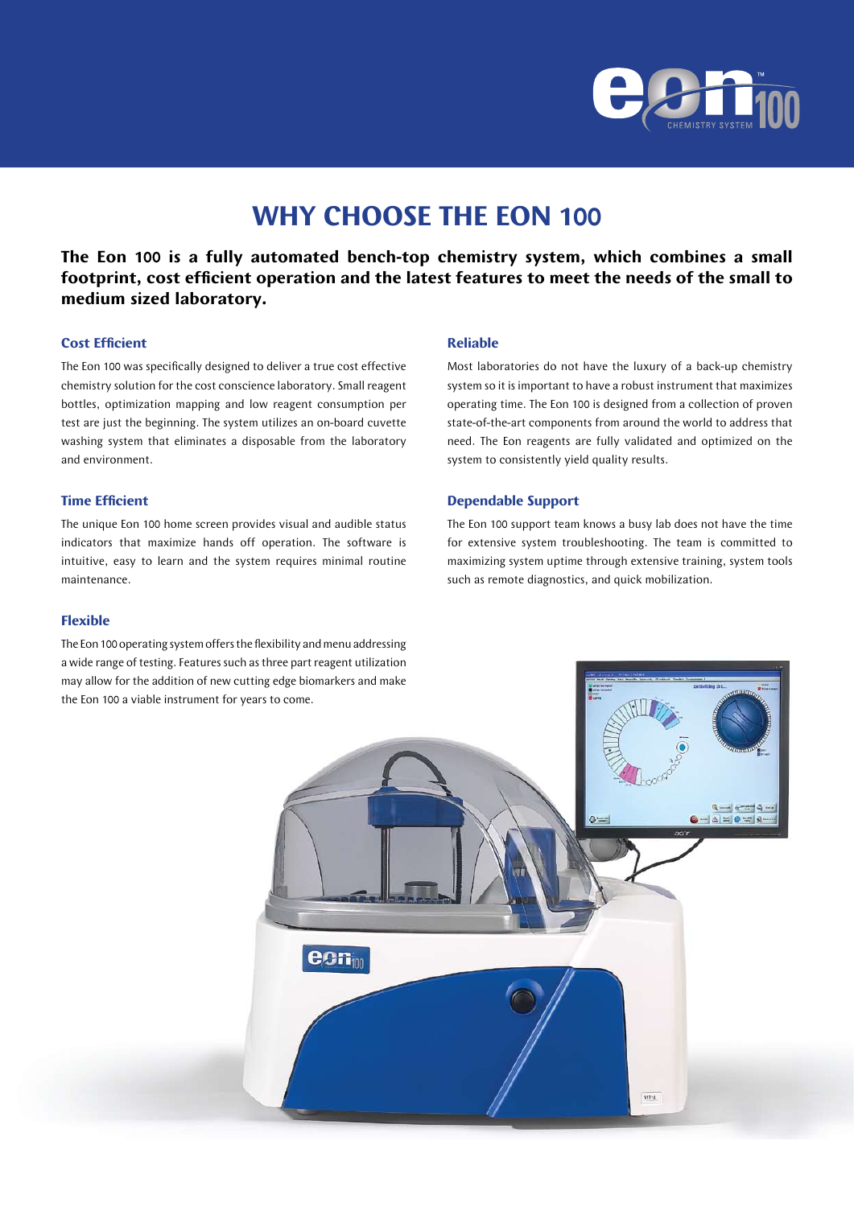# WHY CHOOSE THE EON 100

**The Eon 100 is a fully automated bench-top chemistry system, which combines a small footprint, cost efficient operation and the latest features to meet the needs of the small to medium sized laboratory.**

### Cost Efficient

The Eon 100 was specifically designed to deliver a true cost effective chemistry solution for the cost conscience laboratory. Small reagent bottles, optimization mapping and low reagent consumption per test are just the beginning. The system utilizes an on-board cuvette washing system that eliminates a disposable from the laboratory and environment.

### Time Efficient

The unique Eon 100 home screen provides visual and audible status indicators that maximize hands off operation. The software is intuitive, easy to learn and the system requires minimal routine maintenance.

### Flexible

The Eon 100 operating system offers the flexibility and menu addressing a wide range of testing. Features such as three part reagent utilization may allow for the addition of new cutting edge biomarkers and make the Eon 100 a viable instrument for years to come.

### Reliable

Most laboratories do not have the luxury of a back-up chemistry system so it is important to have a robust instrument that maximizes operating time. The Eon 100 is designed from a collection of proven state-of-the-art components from around the world to address that need. The Eon reagents are fully validated and optimized on the system to consistently yield quality results.

### Dependable Support

The Eon 100 support team knows a busy lab does not have the time for extensive system troubleshooting. The team is committed to maximizing system uptime through extensive training, system tools such as remote diagnostics, and quick mobilization.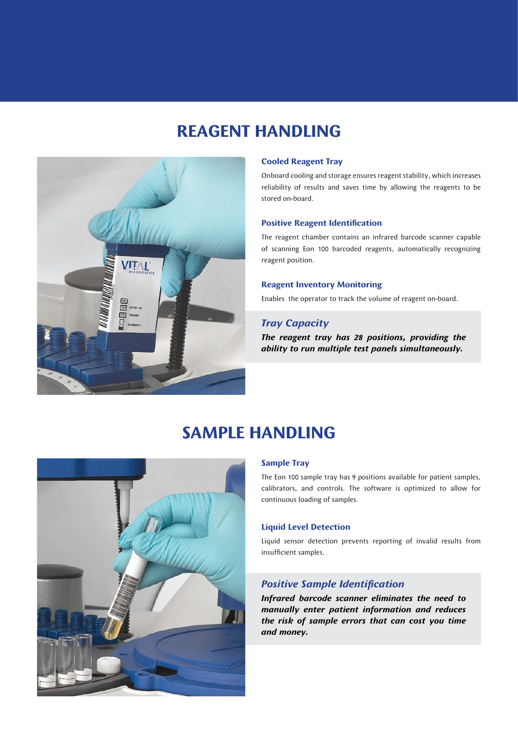# REAGENT HANDLING

### Cooled Reagent Tray

Onboard cooling and storage ensures reagent stability, which increases reliability of results and saves time by allowing the reagents to be stored on-board.

### Positive Reagent Identification

The reagent chamber contains an infrared barcode scanner capable of scanning Eon 100 barcoded reagents, automatically recognizing reagent position.

### Reagent Inventory Monitoring

Enables the operator to track the volume of reagent on-board.

### *Tray Capacity*

***The reagent tray has 28 positions, providing the ability to run multiple test panels simultaneously.***

# SAMPLE HANDLING

### Sample Tray

The Eon 100 sample tray has 9 positions available for patient samples, calibrators, and controls. The software is optimized to allow for continuous loading of samples.

### Liquid Level Detection

Liquid sensor detection prevents reporting of invalid results from insufficient samples.

### *Positive Sample Identification*

***Infrared barcode scanner eliminates the need to manually enter patient information and reduces the risk of sample errors that can cost you time and money.***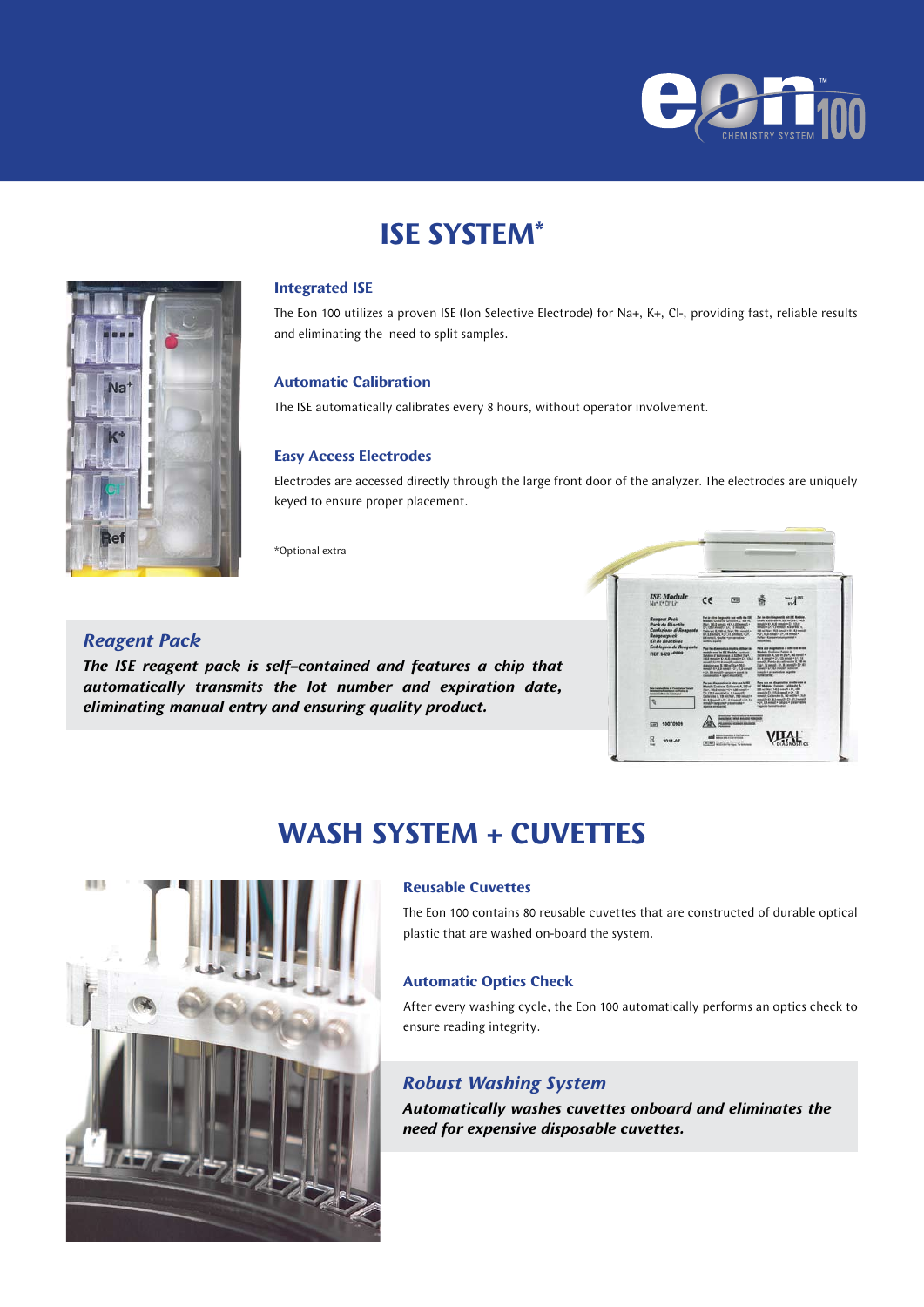# ISE SYSTEM*

### Integrated ISE

The Eon 100 utilizes a proven ISE (Ion Selective Electrode) for Na+, K+, Cl-, providing fast, reliable results and eliminating the need to split samples.

### Automatic Calibration

The ISE automatically calibrates every 8 hours, without operator involvement.

### Easy Access Electrodes

Electrodes are accessed directly through the large front door of the analyzer. The electrodes are uniquely keyed to ensure proper placement.

*Optional extra

### *Reagent Pack*

***The ISE reagent pack is self-contained and features a chip that automatically transmits the lot number and expiration date, eliminating manual entry and ensuring quality product.***

# WASH SYSTEM + CUVETTES

### Reusable Cuvettes

The Eon 100 contains 80 reusable cuvettes that are constructed of durable optical plastic that are washed on-board the system.

### Automatic Optics Check

After every washing cycle, the Eon 100 automatically performs an optics check to ensure reading integrity.

### *Robust Washing System*

***Automatically washes cuvettes onboard and eliminates the need for expensive disposable cuvettes.***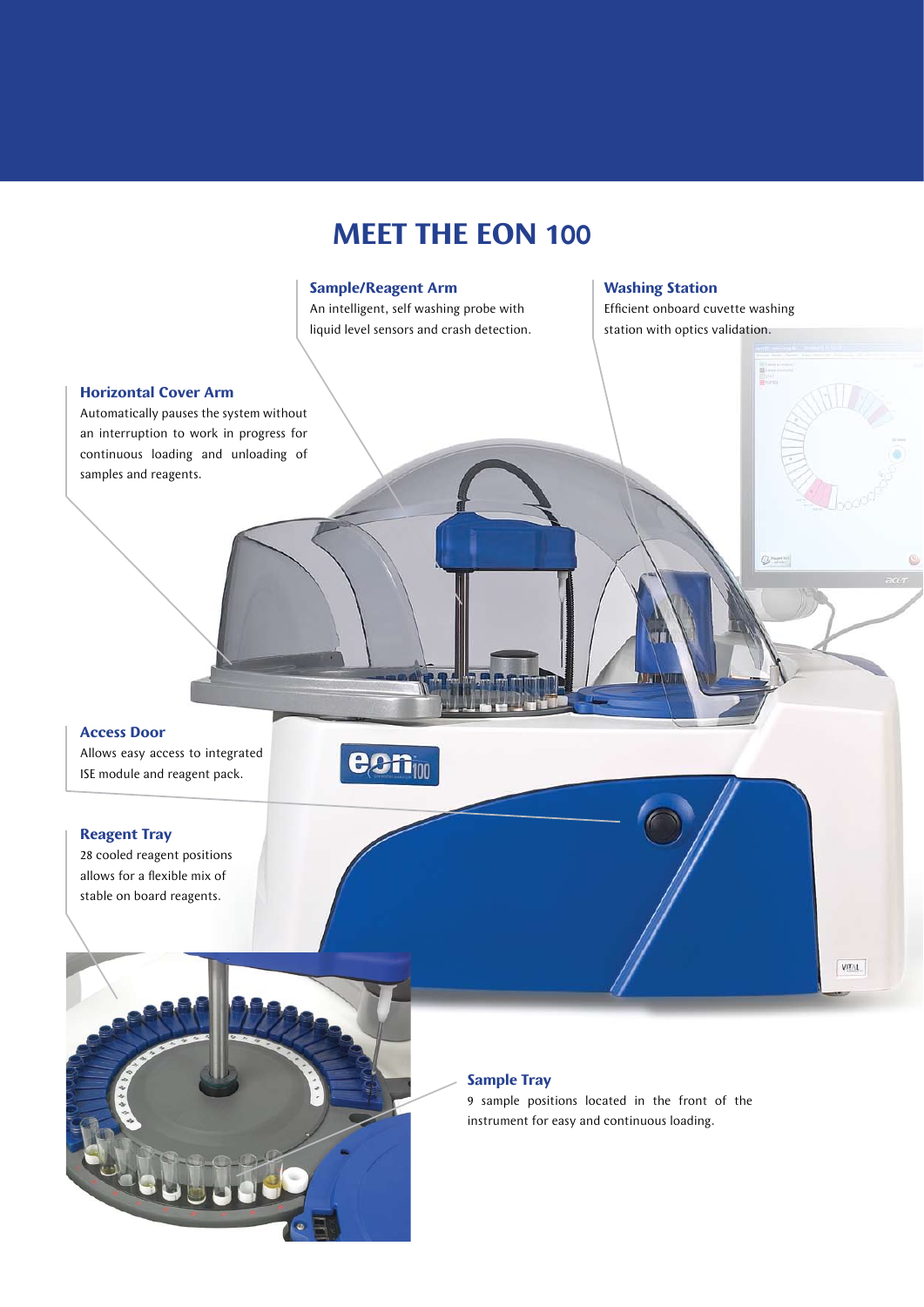# MEET THE EON 100

### Sample/Reagent Arm

An intelligent, self washing probe with liquid level sensors and crash detection.

### Washing Station

Efficient onboard cuvette washing station with optics validation.

### Horizontal Cover Arm

Automatically pauses the system without an interruption to work in progress for continuous loading and unloading of samples and reagents.

### Access Door

Allows easy access to integrated ISE module and reagent pack.

### Reagent Tray

28 cooled reagent positions allows for a flexible mix of stable on board reagents.

### Sample Tray

9 sample positions located in the front of the instrument for easy and continuous loading.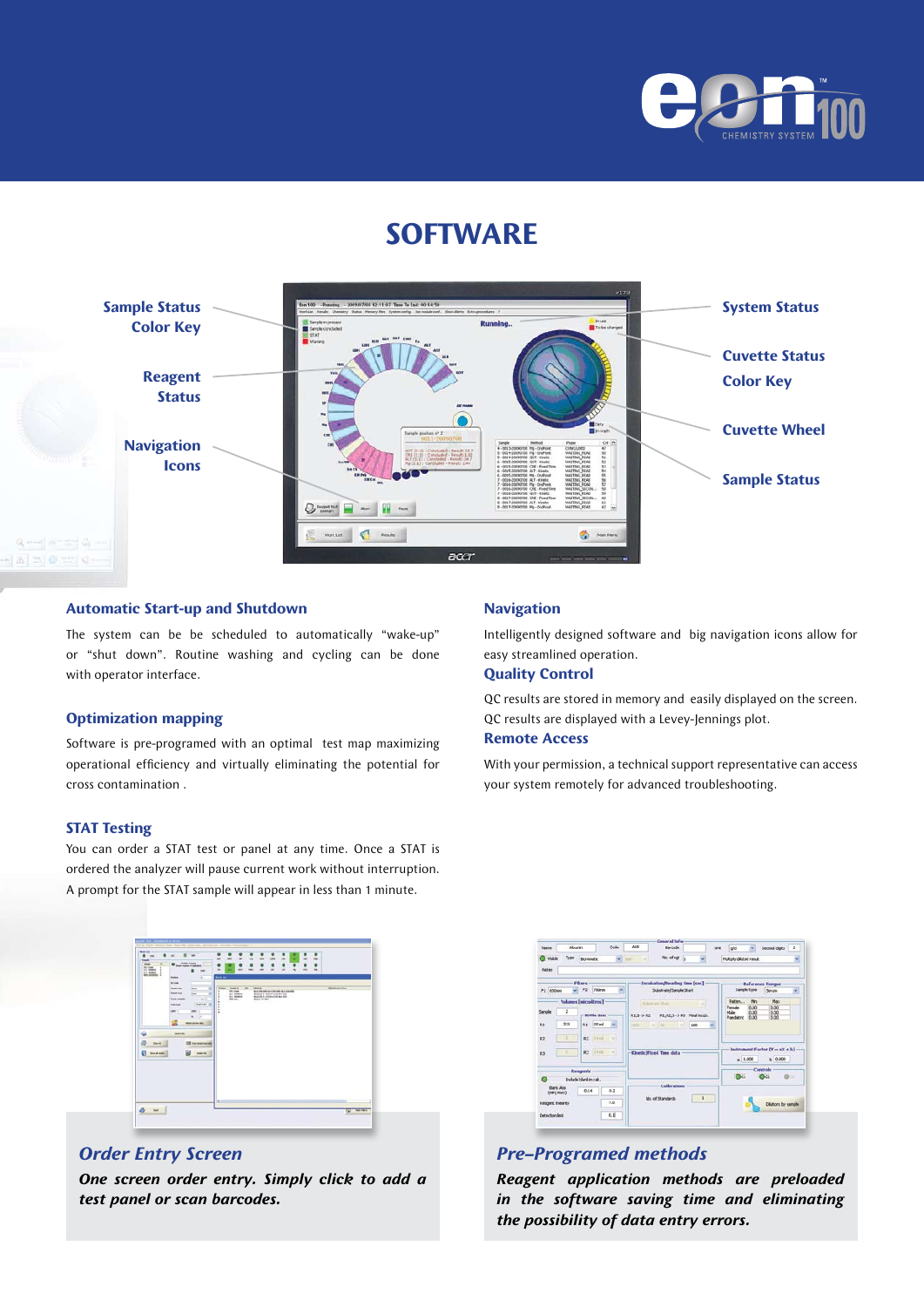# SOFTWARE

Sample Status Color Key

Reagent Status

Navigation Icons

System Status

Cuvette Status Color Key

Cuvette Wheel

Sample Status

### Automatic Start-up and Shutdown

The system can be be scheduled to automatically "wake-up" or "shut down". Routine washing and cycling can be done with operator interface.

### Optimization mapping

Software is pre-programed with an optimal test map maximizing operational efficiency and virtually eliminating the potential for cross contamination .

### STAT Testing

You can order a STAT test or panel at any time. Once a STAT is ordered the analyzer will pause current work without interruption. A prompt for the STAT sample will appear in less than 1 minute.

### Navigation

Intelligently designed software and big navigation icons allow for easy streamlined operation.

### Quality Control

QC results are stored in memory and easily displayed on the screen. QC results are displayed with a Levey-Jennings plot.

### Remote Access

With your permission, a technical support representative can access your system remotely for advanced troubleshooting.

## *Order Entry Screen*

***One screen order entry. Simply click to add a test panel or scan barcodes.***

## *Pre–Programed methods*

***Reagent application methods are preloaded in the software saving time and eliminating the possibility of data entry errors.***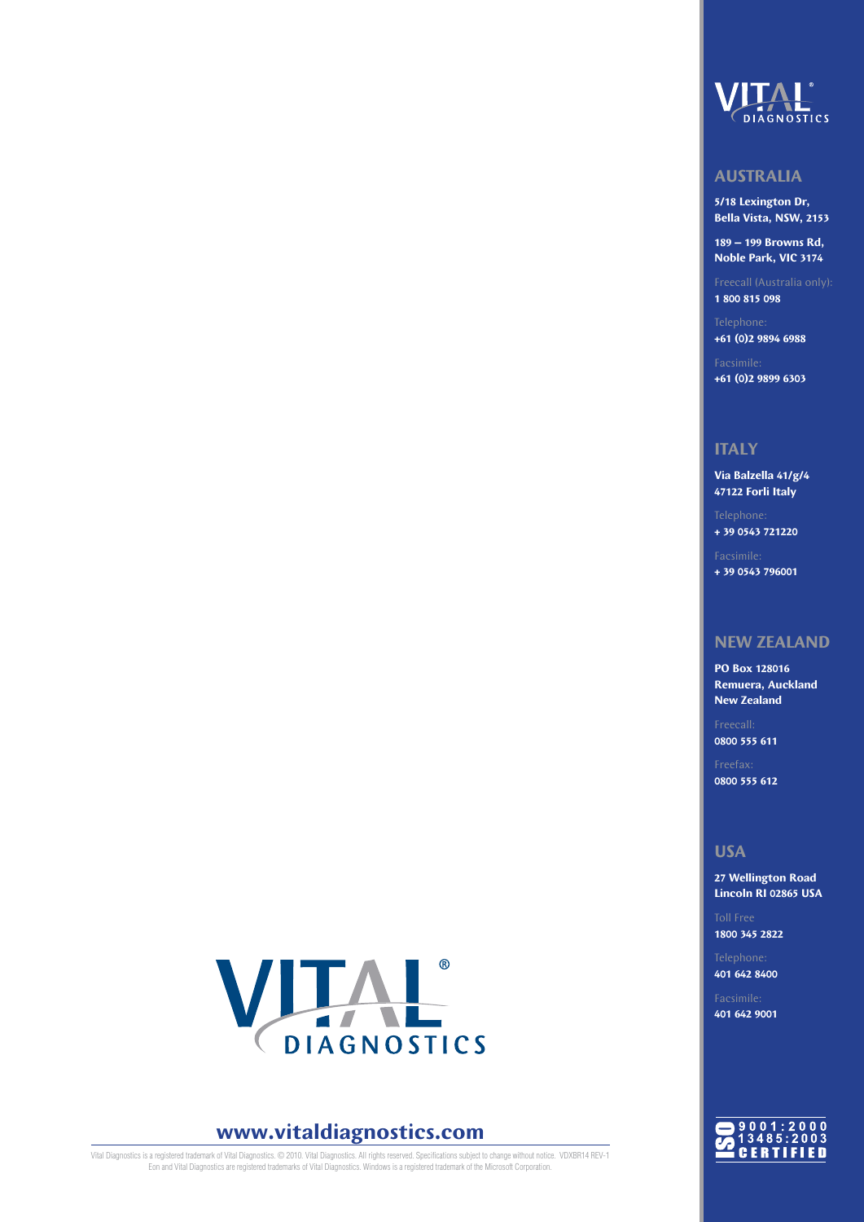VITAL® DIAGNOSTICS

## AUSTRALIA

**5/18 Lexington Dr,**
**Bella Vista, NSW, 2153**

**189 – 199 Browns Rd,**
**Noble Park, VIC 3174**

Freecall (Australia only):
**1 800 815 098**

Telephone:
**+61 (0)2 9894 6988**

Facsimile:
**+61 (0)2 9899 6303**

## ITALY

**Via Balzella 41/g/4**
**47122 Forli Italy**

Telephone:
**+ 39 0543 721220**

Facsimile:
**+ 39 0543 796001**

## NEW ZEALAND

**PO Box 128016**
**Remuera, Auckland**
**New Zealand**

Freecall:
**0800 555 611**

Freefax:
**0800 555 612**

## USA

**27 Wellington Road**
**Lincoln RI 02865 USA**

Toll Free
**1800 345 2822**

Telephone:
**401 642 8400**

Facsimile:
**401 642 9001**

ISO 9001:2000 13485:2003 CERTIFIED

VITAL® DIAGNOSTICS

**www.vitaldiagnostics.com**

Vital Diagnostics is a registered trademark of Vital Diagnostics. © 2010. Vital Diagnostics. All rights reserved. Specifications subject to change without notice. VDXBR14 REV-1
Eon and Vital Diagnostics are registered trademarks of Vital Diagnostics. Windows is a registered trademark of the Microsoft Corporation.